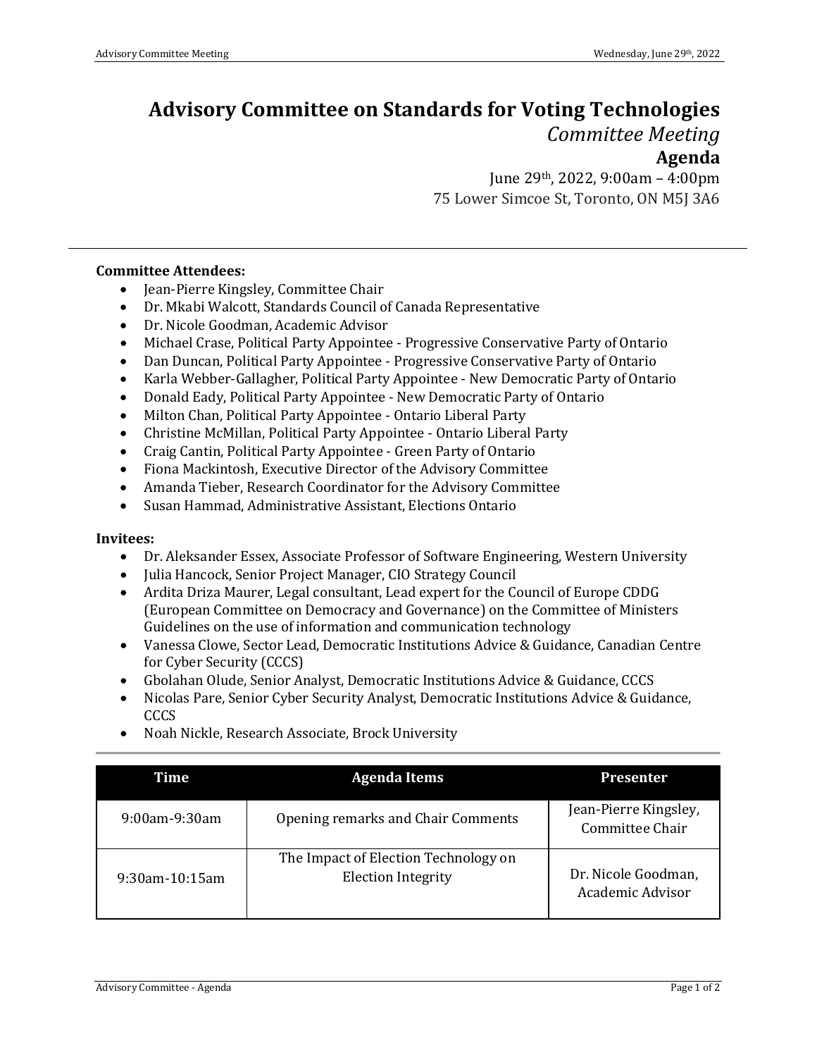# Advisory Committee on Standards for Voting Technologies

*Committee Meeting*

**Agenda**

June 29th, 2022, 9:00am – 4:00pm

75 Lower Simcoe St, Toronto, ON M5J 3A6

---

**Committee Attendees:**

- Jean-Pierre Kingsley, Committee Chair
- Dr. Mkabi Walcott, Standards Council of Canada Representative
- Dr. Nicole Goodman, Academic Advisor
- Michael Crase, Political Party Appointee - Progressive Conservative Party of Ontario
- Dan Duncan, Political Party Appointee - Progressive Conservative Party of Ontario
- Karla Webber-Gallagher, Political Party Appointee - New Democratic Party of Ontario
- Donald Eady, Political Party Appointee - New Democratic Party of Ontario
- Milton Chan, Political Party Appointee - Ontario Liberal Party
- Christine McMillan, Political Party Appointee - Ontario Liberal Party
- Craig Cantin, Political Party Appointee - Green Party of Ontario
- Fiona Mackintosh, Executive Director of the Advisory Committee
- Amanda Tieber, Research Coordinator for the Advisory Committee
- Susan Hammad, Administrative Assistant, Elections Ontario

**Invitees:**

- Dr. Aleksander Essex, Associate Professor of Software Engineering, Western University
- Julia Hancock, Senior Project Manager, CIO Strategy Council
- Ardita Driza Maurer, Legal consultant, Lead expert for the Council of Europe CDDG (European Committee on Democracy and Governance) on the Committee of Ministers Guidelines on the use of information and communication technology
- Vanessa Clowe, Sector Lead, Democratic Institutions Advice & Guidance, Canadian Centre for Cyber Security (CCCS)
- Gbolahan Olude, Senior Analyst, Democratic Institutions Advice & Guidance, CCCS
- Nicolas Pare, Senior Cyber Security Analyst, Democratic Institutions Advice & Guidance, CCCS
- Noah Nickle, Research Associate, Brock University

| Time | Agenda Items | Presenter |
|---|---|---|
| 9:00am-9:30am | Opening remarks and Chair Comments | Jean-Pierre Kingsley, Committee Chair |
| 9:30am-10:15am | The Impact of Election Technology on Election Integrity | Dr. Nicole Goodman, Academic Advisor |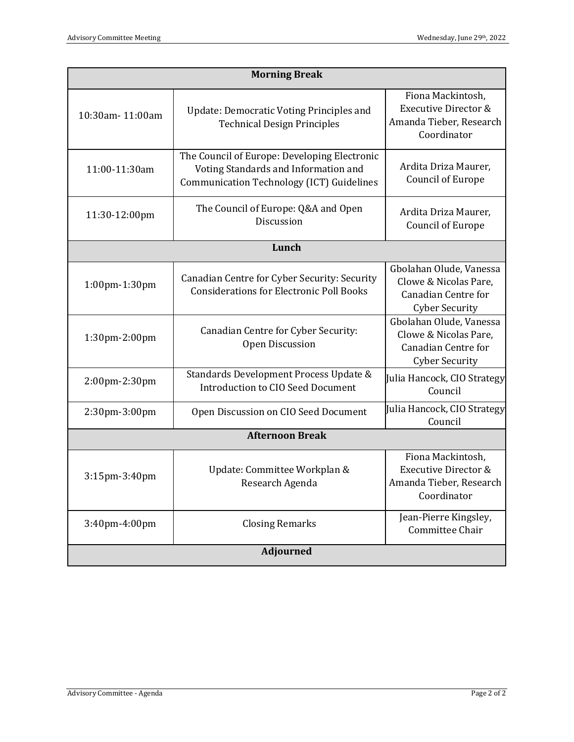| | | |
|---|---|---|
| **Morning Break** | | |
| 10:30am- 11:00am | Update: Democratic Voting Principles and Technical Design Principles | Fiona Mackintosh, Executive Director & Amanda Tieber, Research Coordinator |
| 11:00-11:30am | The Council of Europe: Developing Electronic Voting Standards and Information and Communication Technology (ICT) Guidelines | Ardita Driza Maurer, Council of Europe |
| 11:30-12:00pm | The Council of Europe: Q&A and Open Discussion | Ardita Driza Maurer, Council of Europe |
| **Lunch** | | |
| 1:00pm-1:30pm | Canadian Centre for Cyber Security: Security Considerations for Electronic Poll Books | Gbolahan Olude, Vanessa Clowe & Nicolas Pare, Canadian Centre for Cyber Security |
| 1:30pm-2:00pm | Canadian Centre for Cyber Security: Open Discussion | Gbolahan Olude, Vanessa Clowe & Nicolas Pare, Canadian Centre for Cyber Security |
| 2:00pm-2:30pm | Standards Development Process Update & Introduction to CIO Seed Document | Julia Hancock, CIO Strategy Council |
| 2:30pm-3:00pm | Open Discussion on CIO Seed Document | Julia Hancock, CIO Strategy Council |
| **Afternoon Break** | | |
| 3:15pm-3:40pm | Update: Committee Workplan & Research Agenda | Fiona Mackintosh, Executive Director & Amanda Tieber, Research Coordinator |
| 3:40pm-4:00pm | Closing Remarks | Jean-Pierre Kingsley, Committee Chair |
| **Adjourned** | | |